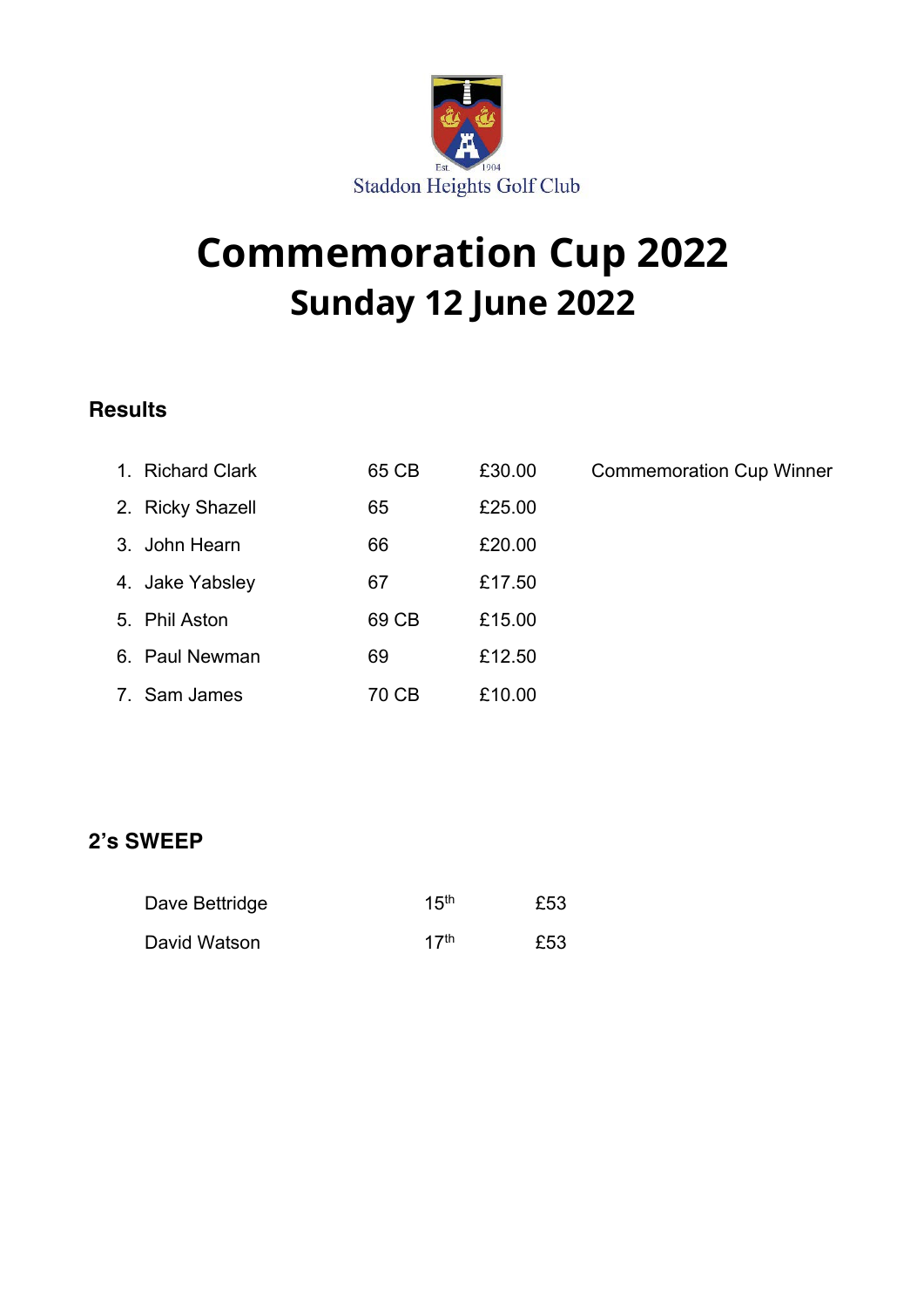Est. 1904
Staddon Heights Golf Club

# Commemoration Cup 2022

## Sunday 12 June 2022

### Results

| | | | |
|---|---|---|---|
| 1. Richard Clark | 65 CB | £30.00 | Commemoration Cup Winner |
| 2. Ricky Shazell | 65 | £25.00 | |
| 3. John Hearn | 66 | £20.00 | |
| 4. Jake Yabsley | 67 | £17.50 | |
| 5. Phil Aston | 69 CB | £15.00 | |
| 6. Paul Newman | 69 | £12.50 | |
| 7. Sam James | 70 CB | £10.00 | |

### 2's SWEEP

| | | |
|---|---|---|
| Dave Bettridge | 15th | £53 |
| David Watson | 17th | £53 |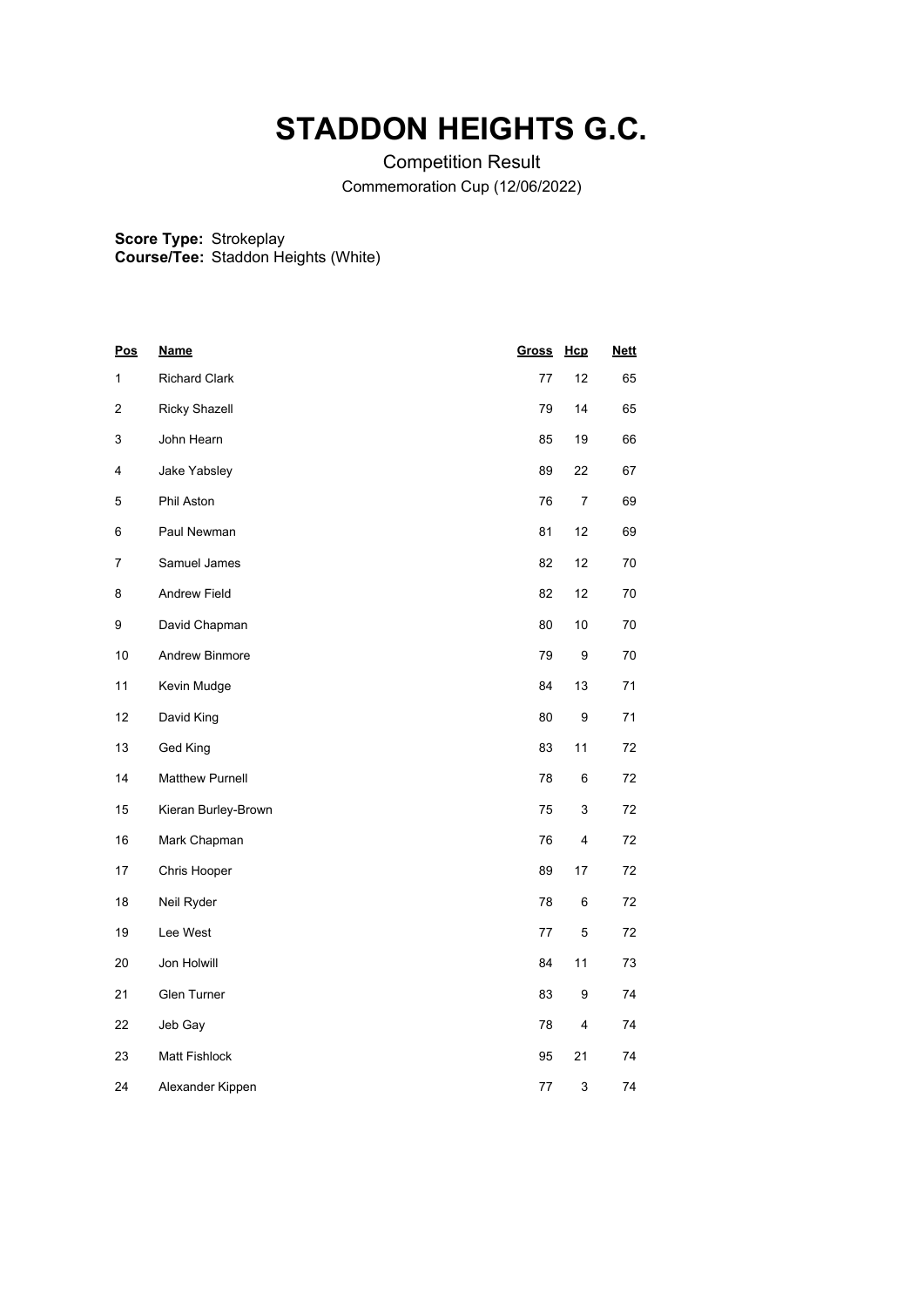# STADDON HEIGHTS G.C.

Competition Result

Commemoration Cup (12/06/2022)

**Score Type:** Strokeplay
**Course/Tee:** Staddon Heights (White)

| Pos | Name | Gross | Hcp | Nett |
|---|---|---|---|---|
| 1 | Richard Clark | 77 | 12 | 65 |
| 2 | Ricky Shazell | 79 | 14 | 65 |
| 3 | John Hearn | 85 | 19 | 66 |
| 4 | Jake Yabsley | 89 | 22 | 67 |
| 5 | Phil Aston | 76 | 7 | 69 |
| 6 | Paul Newman | 81 | 12 | 69 |
| 7 | Samuel James | 82 | 12 | 70 |
| 8 | Andrew Field | 82 | 12 | 70 |
| 9 | David Chapman | 80 | 10 | 70 |
| 10 | Andrew Binmore | 79 | 9 | 70 |
| 11 | Kevin Mudge | 84 | 13 | 71 |
| 12 | David King | 80 | 9 | 71 |
| 13 | Ged King | 83 | 11 | 72 |
| 14 | Matthew Purnell | 78 | 6 | 72 |
| 15 | Kieran Burley-Brown | 75 | 3 | 72 |
| 16 | Mark Chapman | 76 | 4 | 72 |
| 17 | Chris Hooper | 89 | 17 | 72 |
| 18 | Neil Ryder | 78 | 6 | 72 |
| 19 | Lee West | 77 | 5 | 72 |
| 20 | Jon Holwill | 84 | 11 | 73 |
| 21 | Glen Turner | 83 | 9 | 74 |
| 22 | Jeb Gay | 78 | 4 | 74 |
| 23 | Matt Fishlock | 95 | 21 | 74 |
| 24 | Alexander Kippen | 77 | 3 | 74 |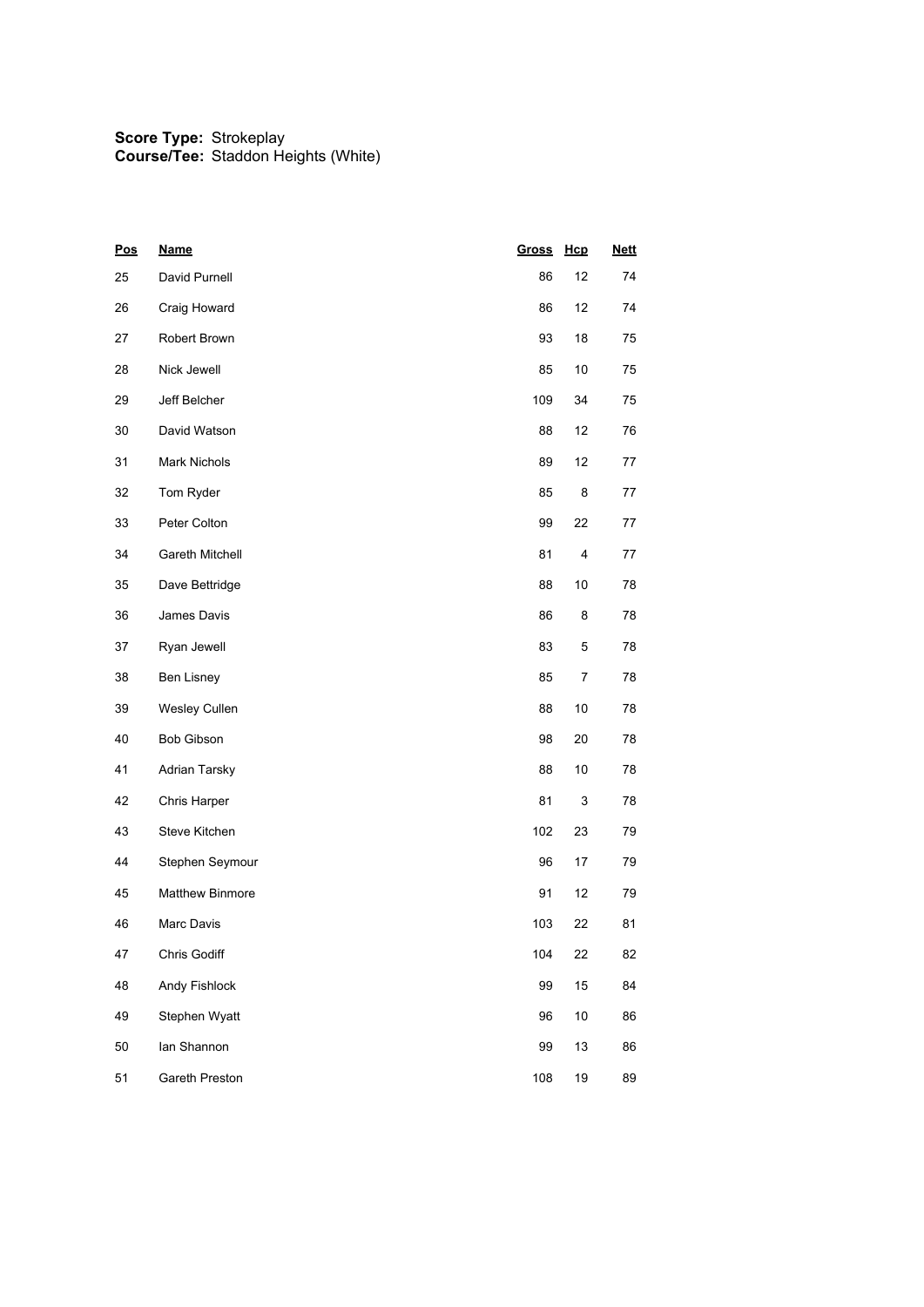**Score Type:** Strokeplay
**Course/Tee:** Staddon Heights (White)

| Pos | Name | Gross | Hcp | Nett |
|---|---|---|---|---|
| 25 | David Purnell | 86 | 12 | 74 |
| 26 | Craig Howard | 86 | 12 | 74 |
| 27 | Robert Brown | 93 | 18 | 75 |
| 28 | Nick Jewell | 85 | 10 | 75 |
| 29 | Jeff Belcher | 109 | 34 | 75 |
| 30 | David Watson | 88 | 12 | 76 |
| 31 | Mark Nichols | 89 | 12 | 77 |
| 32 | Tom Ryder | 85 | 8 | 77 |
| 33 | Peter Colton | 99 | 22 | 77 |
| 34 | Gareth Mitchell | 81 | 4 | 77 |
| 35 | Dave Bettridge | 88 | 10 | 78 |
| 36 | James Davis | 86 | 8 | 78 |
| 37 | Ryan Jewell | 83 | 5 | 78 |
| 38 | Ben Lisney | 85 | 7 | 78 |
| 39 | Wesley Cullen | 88 | 10 | 78 |
| 40 | Bob Gibson | 98 | 20 | 78 |
| 41 | Adrian Tarsky | 88 | 10 | 78 |
| 42 | Chris Harper | 81 | 3 | 78 |
| 43 | Steve Kitchen | 102 | 23 | 79 |
| 44 | Stephen Seymour | 96 | 17 | 79 |
| 45 | Matthew Binmore | 91 | 12 | 79 |
| 46 | Marc Davis | 103 | 22 | 81 |
| 47 | Chris Godiff | 104 | 22 | 82 |
| 48 | Andy Fishlock | 99 | 15 | 84 |
| 49 | Stephen Wyatt | 96 | 10 | 86 |
| 50 | Ian Shannon | 99 | 13 | 86 |
| 51 | Gareth Preston | 108 | 19 | 89 |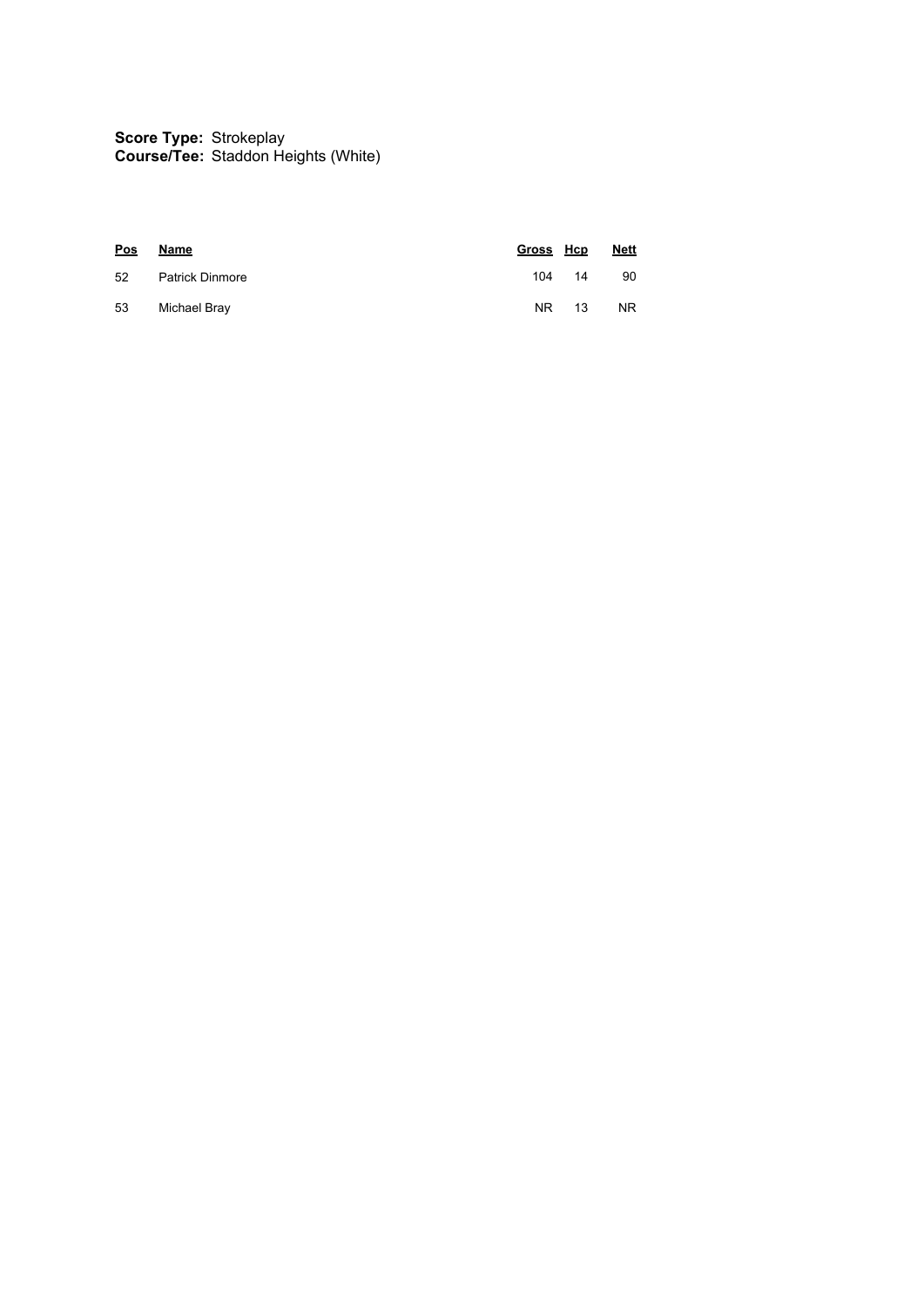**Score Type:** Strokeplay
**Course/Tee:** Staddon Heights (White)

| Pos | Name | Gross | Hcp | Nett |
|---|---|---|---|---|
| 52 | Patrick Dinmore | 104 | 14 | 90 |
| 53 | Michael Bray | NR | 13 | NR |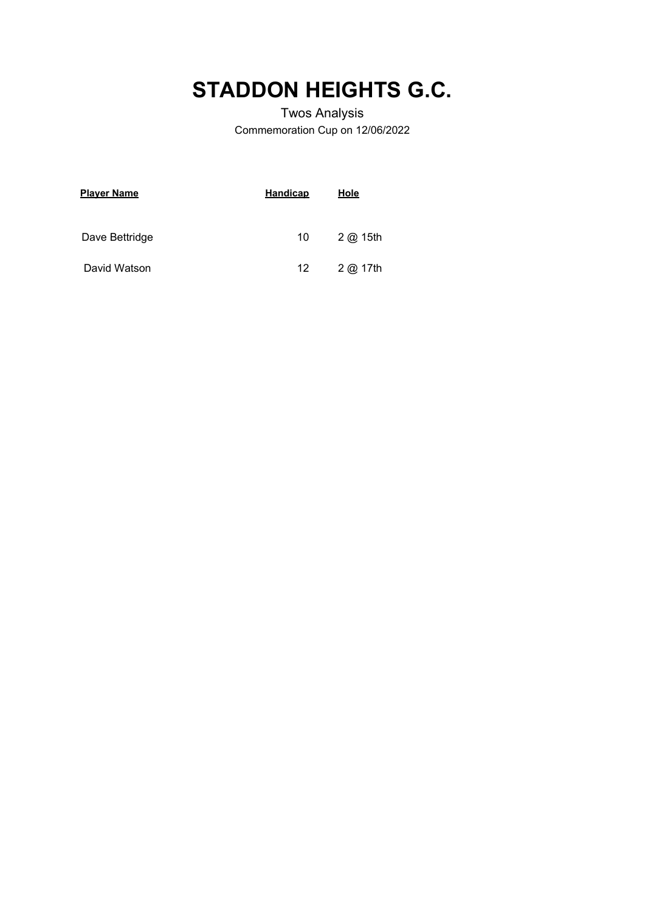# STADDON HEIGHTS G.C.

Twos Analysis

Commemoration Cup on 12/06/2022

| Player Name | Handicap | Hole |
|---|---|---|
| Dave Bettridge | 10 | 2 @ 15th |
| David Watson | 12 | 2 @ 17th |